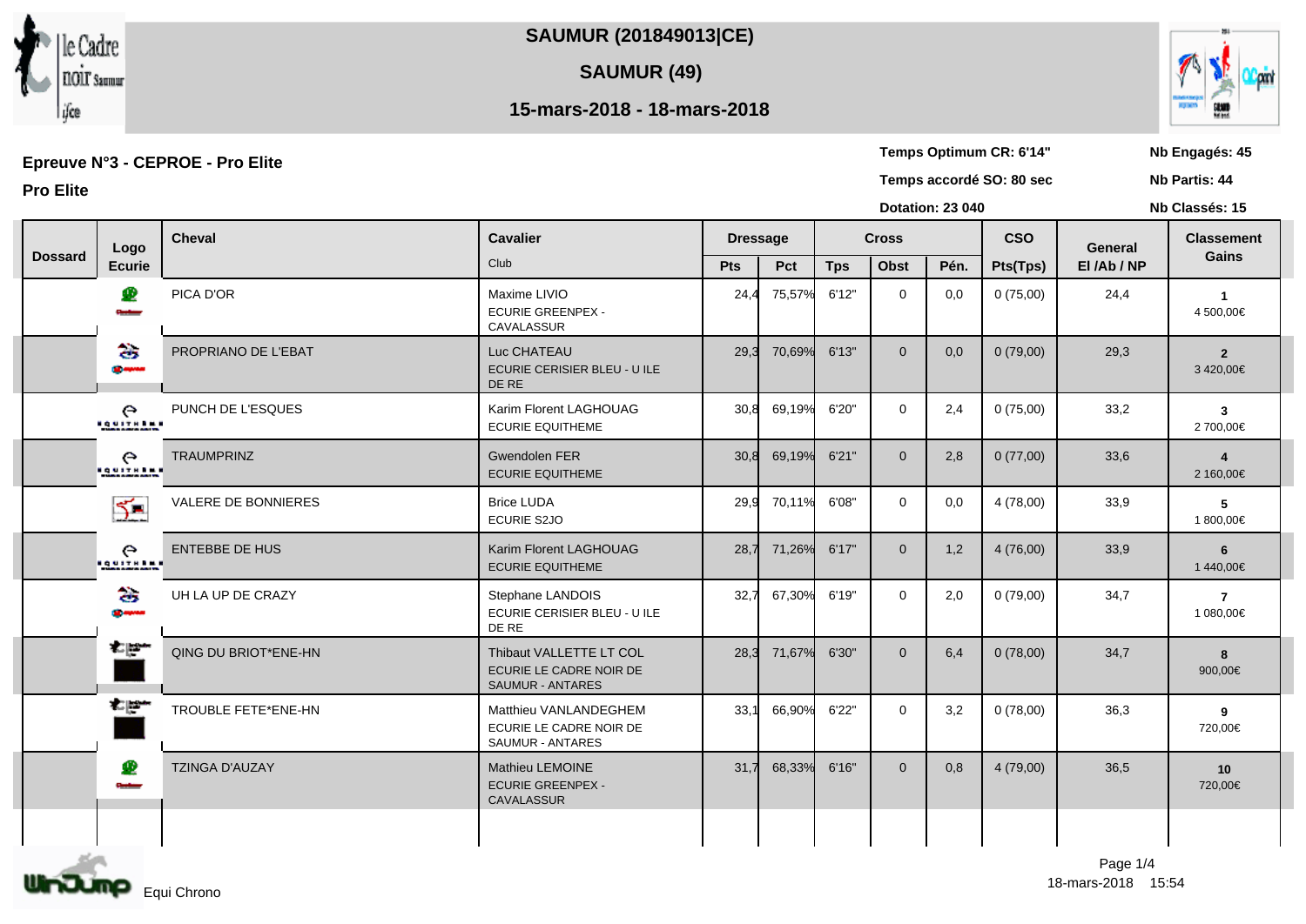# SAUMUR (201849013|CE)

## SAUMUR (49)

## 15-mars-2018 - 18-mars-2018

**Epreuve N°3 - CEPROE - Pro Elite**

**Pro Elite**

**Temps Optimum CR: 6'14"**
**Temps accordé SO: 80 sec**
**Dotation: 23 040**

**Nb Engagés: 45**
**Nb Partis: 44**
**Nb Classés: 15**

| Dossard | Logo Ecurie | Cheval | Cavalier / Club | Dressage | | Cross | | | CSO | General | Classement |
|---|---|---|---|---|---|---|---|---|---|---|---|
| | | | | Pts | Pct | Tps | Obst | Pén. | Pts(Tps) | El /Ab / NP | Gains |
| | | PICA D'OR | Maxime LIVIO<br>ECURIE GREENPEX - CAVALASSUR | 24,4 | 75,57% | 6'12" | 0 | 0,0 | 0 (75,00) | 24,4 | **1**<br>4 500,00€ |
| | | PROPRIANO DE L'EBAT | Luc CHATEAU<br>ECURIE CERISIER BLEU - U ILE DE RE | 29,3 | 70,69% | 6'13" | 0 | 0,0 | 0 (79,00) | 29,3 | **2**<br>3 420,00€ |
| | | PUNCH DE L'ESQUES | Karim Florent LAGHOUAG<br>ECURIE EQUITHEME | 30,8 | 69,19% | 6'20" | 0 | 2,4 | 0 (75,00) | 33,2 | **3**<br>2 700,00€ |
| | | TRAUMPRINZ | Gwendolen FER<br>ECURIE EQUITHEME | 30,8 | 69,19% | 6'21" | 0 | 2,8 | 0 (77,00) | 33,6 | **4**<br>2 160,00€ |
| | | VALERE DE BONNIERES | Brice LUDA<br>ECURIE S2JO | 29,9 | 70,11% | 6'08" | 0 | 0,0 | 4 (78,00) | 33,9 | **5**<br>1 800,00€ |
| | | ENTEBBE DE HUS | Karim Florent LAGHOUAG<br>ECURIE EQUITHEME | 28,7 | 71,26% | 6'17" | 0 | 1,2 | 4 (76,00) | 33,9 | **6**<br>1 440,00€ |
| | | UH LA UP DE CRAZY | Stephane LANDOIS<br>ECURIE CERISIER BLEU - U ILE DE RE | 32,7 | 67,30% | 6'19" | 0 | 2,0 | 0 (79,00) | 34,7 | **7**<br>1 080,00€ |
| | | QING DU BRIOT*ENE-HN | Thibaut VALLETTE LT COL<br>ECURIE LE CADRE NOIR DE SAUMUR - ANTARES | 28,3 | 71,67% | 6'30" | 0 | 6,4 | 0 (78,00) | 34,7 | **8**<br>900,00€ |
| | | TROUBLE FETE*ENE-HN | Matthieu VANLANDEGHEM<br>ECURIE LE CADRE NOIR DE SAUMUR - ANTARES | 33,1 | 66,90% | 6'22" | 0 | 3,2 | 0 (78,00) | 36,3 | **9**<br>720,00€ |
| | | TZINGA D'AUZAY | Mathieu LEMOINE<br>ECURIE GREENPEX - CAVALASSUR | 31,7 | 68,33% | 6'16" | 0 | 0,8 | 4 (79,00) | 36,5 | **10**<br>720,00€ |

Equi Chrono

18-mars-2018 15:54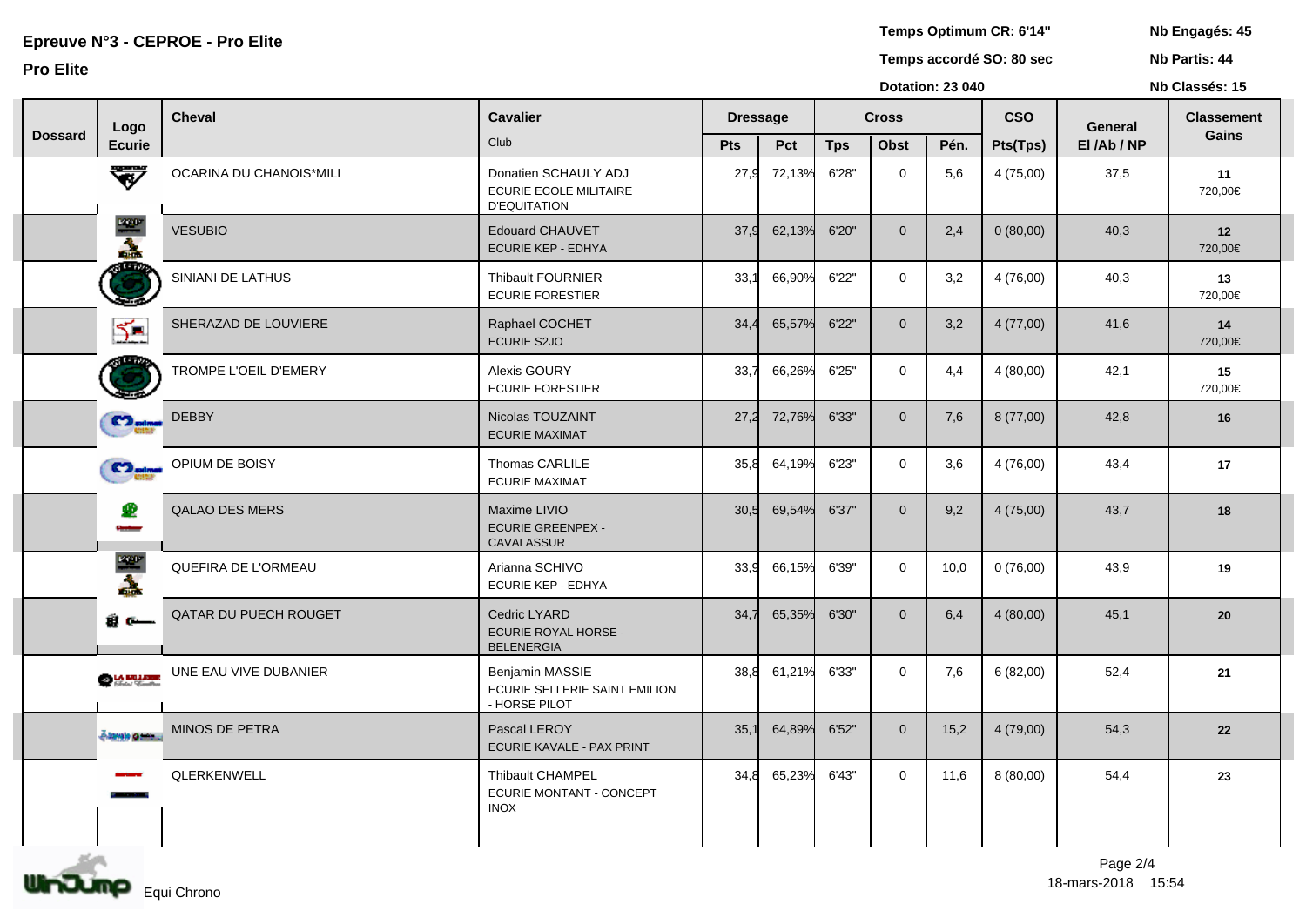# Epreuve N°3 - CEPROE - Pro Elite

## Pro Elite

**Temps Optimum CR: 6'14"**
**Temps accordé SO: 80 sec**
**Dotation: 23 040**

**Nb Engagés: 45**
**Nb Partis: 44**
**Nb Classés: 15**

| Dossard | Logo Ecurie | Cheval | Cavalier / Club | Dressage | | Cross | | | CSO | General | Classement Gains |
|---|---|---|---|---|---|---|---|---|---|---|---|
| | | | | Pts | Pct | Tps | Obst | Pén. | Pts(Tps) | El /Ab / NP | |
| | | OCARINA DU CHANOIS*MILI | Donatien SCHAULY ADJ<br>ECURIE ECOLE MILITAIRE D'EQUITATION | 27,9 | 72,13% | 6'28" | 0 | 5,6 | 4 (75,00) | 37,5 | **11**<br>720,00€ |
| | | VESUBIO | Edouard CHAUVET<br>ECURIE KEP - EDHYA | 37,9 | 62,13% | 6'20" | 0 | 2,4 | 0 (80,00) | 40,3 | **12**<br>720,00€ |
| | | SINIANI DE LATHUS | Thibault FOURNIER<br>ECURIE FORESTIER | 33,1 | 66,90% | 6'22" | 0 | 3,2 | 4 (76,00) | 40,3 | **13**<br>720,00€ |
| | | SHERAZAD DE LOUVIERE | Raphael COCHET<br>ECURIE S2JO | 34,4 | 65,57% | 6'22" | 0 | 3,2 | 4 (77,00) | 41,6 | **14**<br>720,00€ |
| | | TROMPE L'OEIL D'EMERY | Alexis GOURY<br>ECURIE FORESTIER | 33,7 | 66,26% | 6'25" | 0 | 4,4 | 4 (80,00) | 42,1 | **15**<br>720,00€ |
| | | DEBBY | Nicolas TOUZAINT<br>ECURIE MAXIMAT | 27,2 | 72,76% | 6'33" | 0 | 7,6 | 8 (77,00) | 42,8 | **16** |
| | | OPIUM DE BOISY | Thomas CARLIE<br>ECURIE MAXIMAT | 35,8 | 64,19% | 6'23" | 0 | 3,6 | 4 (76,00) | 43,4 | **17** |
| | | QALAO DES MERS | Maxime LIVIO<br>ECURIE GREENPEX - CAVALASSUR | 30,5 | 69,54% | 6'37" | 0 | 9,2 | 4 (75,00) | 43,7 | **18** |
| | | QUEFIRA DE L'ORMEAU | Arianna SCHIVO<br>ECURIE KEP - EDHYA | 33,9 | 66,15% | 6'39" | 0 | 10,0 | 0 (76,00) | 43,9 | **19** |
| | | QATAR DU PUECH ROUGET | Cedric LYARD<br>ECURIE ROYAL HORSE - BELENERGIA | 34,7 | 65,35% | 6'30" | 0 | 6,4 | 4 (80,00) | 45,1 | **20** |
| | | UNE EAU VIVE DUBANIER | Benjamin MASSIE<br>ECURIE SELLERIE SAINT EMILION - HORSE PILOT | 38,8 | 61,21% | 6'33" | 0 | 7,6 | 6 (82,00) | 52,4 | **21** |
| | | MINOS DE PETRA | Pascal LEROY<br>ECURIE KAVALE - PAX PRINT | 35,1 | 64,89% | 6'52" | 0 | 15,2 | 4 (79,00) | 54,3 | **22** |
| | | QLERKENWELL | Thibault CHAMPEL<br>ECURIE MONTANT - CONCEPT INOX | 34,8 | 65,23% | 6'43" | 0 | 11,6 | 8 (80,00) | 54,4 | **23** |

Equi Chrono

18-mars-2018 15:54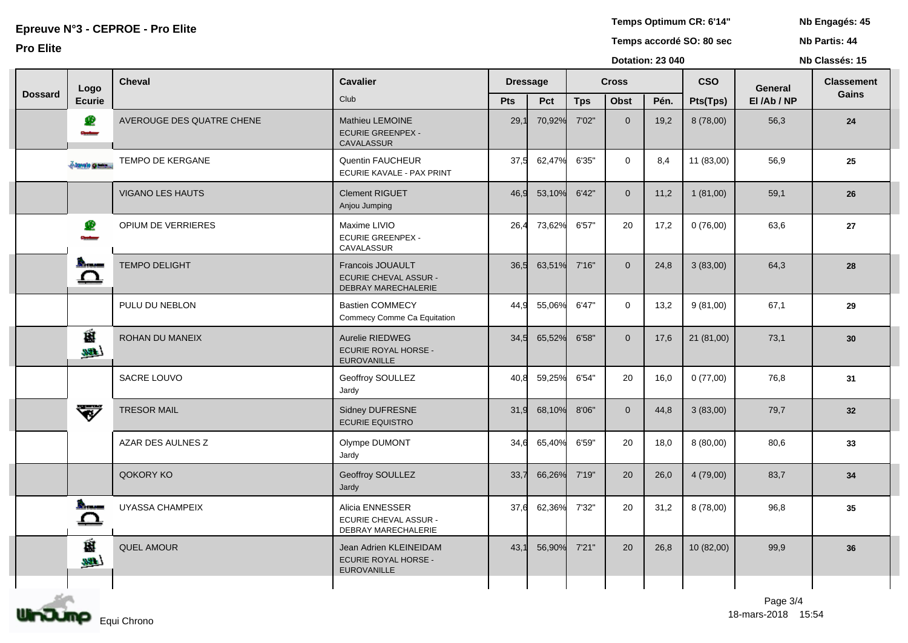# Epreuve N°3 - CEPROE - Pro Elite

**Pro Elite**

**Temps Optimum CR: 6'14"**
**Temps accordé SO: 80 sec**
**Dotation: 23 040**

**Nb Engagés: 45**
**Nb Partis: 44**
**Nb Classés: 15**

| Dossard | Logo Ecurie | Cheval | Cavalier / Club | Dressage | | Cross | | | CSO | General | Classement Gains |
|---|---|---|---|---|---|---|---|---|---|---|---|
| | | | | Pts | Pct | Tps | Obst | Pén. | Pts(Tps) | El /Ab / NP | |
| | | AVEROUGE DES QUATRE CHENE | Mathieu LEMOINE<br>ECURIE GREENPEX - CAVALASSUR | 29,1 | 70,92% | 7'02" | 0 | 19,2 | 8 (78,00) | 56,3 | 24 |
| | | TEMPO DE KERGANE | Quentin FAUCHEUR<br>ECURIE KAVALE - PAX PRINT | 37,5 | 62,47% | 6'35" | 0 | 8,4 | 11 (83,00) | 56,9 | 25 |
| | | VIGANO LES HAUTS | Clement RIGUET<br>Anjou Jumping | 46,9 | 53,10% | 6'42" | 0 | 11,2 | 1 (81,00) | 59,1 | 26 |
| | | OPIUM DE VERRIERES | Maxime LIVIO<br>ECURIE GREENPEX - CAVALASSUR | 26,4 | 73,62% | 6'57" | 20 | 17,2 | 0 (76,00) | 63,6 | 27 |
| | | TEMPO DELIGHT | Francois JOUAULT<br>ECURIE CHEVAL ASSUR - DEBRAY MARECHALERIE | 36,5 | 63,51% | 7'16" | 0 | 24,8 | 3 (83,00) | 64,3 | 28 |
| | | PULU DU NEBLON | Bastien COMMECY<br>Commecy Comme Ca Equitation | 44,9 | 55,06% | 6'47" | 0 | 13,2 | 9 (81,00) | 67,1 | 29 |
| | | ROHAN DU MANEIX | Aurelie RIEDWEG<br>ECURIE ROYAL HORSE - EUROVANILLE | 34,5 | 65,52% | 6'58" | 0 | 17,6 | 21 (81,00) | 73,1 | 30 |
| | | SACRE LOUVO | Geoffroy SOULLEZ<br>Jardy | 40,8 | 59,25% | 6'54" | 20 | 16,0 | 0 (77,00) | 76,8 | 31 |
| | | TRESOR MAIL | Sidney DUFRESNE<br>ECURIE EQUISTRO | 31,9 | 68,10% | 8'06" | 0 | 44,8 | 3 (83,00) | 79,7 | 32 |
| | | AZAR DES AULNES Z | Olympe DUMONT<br>Jardy | 34,6 | 65,40% | 6'59" | 20 | 18,0 | 8 (80,00) | 80,6 | 33 |
| | | QOKORY KO | Geoffroy SOULLEZ<br>Jardy | 33,7 | 66,26% | 7'19" | 20 | 26,0 | 4 (79,00) | 83,7 | 34 |
| | | UYASSA CHAMPEIX | Alicia ENNESSER<br>ECURIE CHEVAL ASSUR - DEBRAY MARECHALERIE | 37,6 | 62,36% | 7'32" | 20 | 31,2 | 8 (78,00) | 96,8 | 35 |
| | | QUEL AMOUR | Jean Adrien KLEINEIDAM<br>ECURIE ROYAL HORSE - EUROVANILLE | 43,1 | 56,90% | 7'21" | 20 | 26,8 | 10 (82,00) | 99,9 | 36 |

Equi Chrono

18-mars-2018 15:54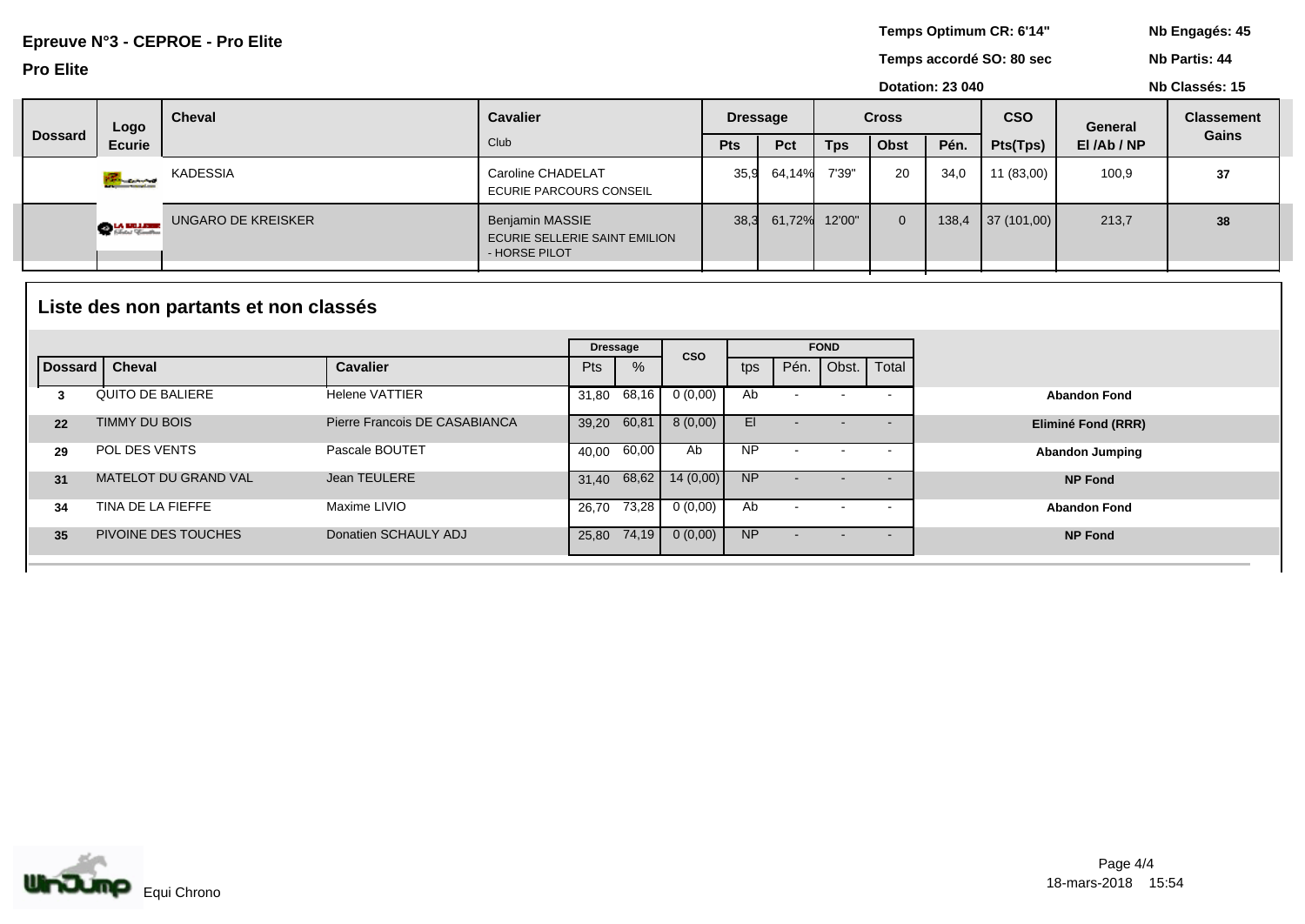**Epreuve N°3 - CEPROE - Pro Elite**

**Pro Elite**

**Temps Optimum CR: 6'14"**
**Temps accordé SO: 80 sec**
**Dotation: 23 040**

**Nb Engagés: 45**
**Nb Partis: 44**
**Nb Classés: 15**

| Dossard | Logo Ecurie | Cheval | Cavalier / Club | Dressage | | Cross | | | CSO | General | Classement Gains |
|---|---|---|---|---|---|---|---|---|---|---|---|
| | | | | Pts | Pct | Tps | Obst | Pén. | Pts(Tps) | El /Ab / NP | |
| | | KADESSIA | Caroline CHADELAT<br>ECURIE PARCOURS CONSEIL | 35,9 | 64,14% | 7'39" | 20 | 34,0 | 11 (83,00) | 100,9 | 37 |
| | | UNGARO DE KREISKER | Benjamin MASSIE<br>ECURIE SELLERIE SAINT EMILION - HORSE PILOT | 38,3 | 61,72% | 12'00" | 0 | 138,4 | 37 (101,00) | 213,7 | 38 |

## Liste des non partants et non classés

| Dossard | Cheval | Cavalier | Dressage | | CSO | FOND | | | | |
|---|---|---|---|---|---|---|---|---|---|---|
| | | | Pts | % | | tps | Pén. | Obst. | Total | |
| 3 | QUITO DE BALIERE | Helene VATTIER | 31,80 | 68,16 | 0 (0,00) | Ab | - | - | - | **Abandon Fond** |
| 22 | TIMMY DU BOIS | Pierre Francois DE CASABIANCA | 39,20 | 60,81 | 8 (0,00) | El | - | - | - | **Eliminé Fond (RRR)** |
| 29 | POL DES VENTS | Pascale BOUTET | 40,00 | 60,00 | Ab | NP | - | - | - | **Abandon Jumping** |
| 31 | MATELOT DU GRAND VAL | Jean TEULERE | 31,40 | 68,62 | 14 (0,00) | NP | - | - | - | **NP Fond** |
| 34 | TINA DE LA FIEFFE | Maxime LIVIO | 26,70 | 73,28 | 0 (0,00) | Ab | - | - | - | **Abandon Fond** |
| 35 | PIVOINE DES TOUCHES | Donatien SCHAULY ADJ | 25,80 | 74,19 | 0 (0,00) | NP | - | - | - | **NP Fond** |

Equi Chrono

18-mars-2018 15:54